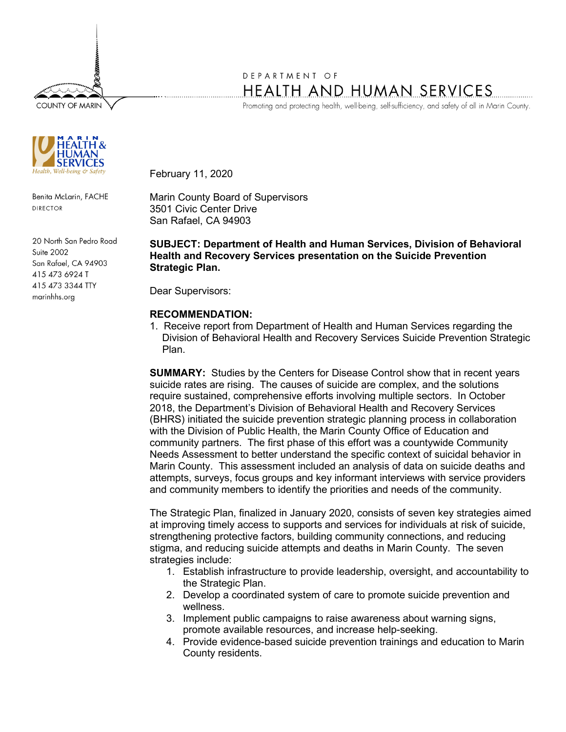COUNTY OF MARIN

DEPARTMENT OF
HEALTH AND HUMAN SERVICES
Promoting and protecting health, well-being, self-sufficiency, and safety of all in Marin County.

MARIN HEALTH & HUMAN SERVICES
Health, Well-being & Safety

Benita McLarin, FACHE
DIRECTOR

20 North San Pedro Road
Suite 2002
San Rafael, CA 94903
415 473 6924 T
415 473 3344 TTY
marinhhs.org

February 11, 2020

Marin County Board of Supervisors
3501 Civic Center Drive
San Rafael, CA 94903

**SUBJECT: Department of Health and Human Services, Division of Behavioral Health and Recovery Services presentation on the Suicide Prevention Strategic Plan.**

Dear Supervisors:

**RECOMMENDATION:**

1. Receive report from Department of Health and Human Services regarding the Division of Behavioral Health and Recovery Services Suicide Prevention Strategic Plan.

**SUMMARY:** Studies by the Centers for Disease Control show that in recent years suicide rates are rising. The causes of suicide are complex, and the solutions require sustained, comprehensive efforts involving multiple sectors. In October 2018, the Department's Division of Behavioral Health and Recovery Services (BHRS) initiated the suicide prevention strategic planning process in collaboration with the Division of Public Health, the Marin County Office of Education and community partners. The first phase of this effort was a countywide Community Needs Assessment to better understand the specific context of suicidal behavior in Marin County. This assessment included an analysis of data on suicide deaths and attempts, surveys, focus groups and key informant interviews with service providers and community members to identify the priorities and needs of the community.

The Strategic Plan, finalized in January 2020, consists of seven key strategies aimed at improving timely access to supports and services for individuals at risk of suicide, strengthening protective factors, building community connections, and reducing stigma, and reducing suicide attempts and deaths in Marin County. The seven strategies include:

1. Establish infrastructure to provide leadership, oversight, and accountability to the Strategic Plan.
2. Develop a coordinated system of care to promote suicide prevention and wellness.
3. Implement public campaigns to raise awareness about warning signs, promote available resources, and increase help-seeking.
4. Provide evidence-based suicide prevention trainings and education to Marin County residents.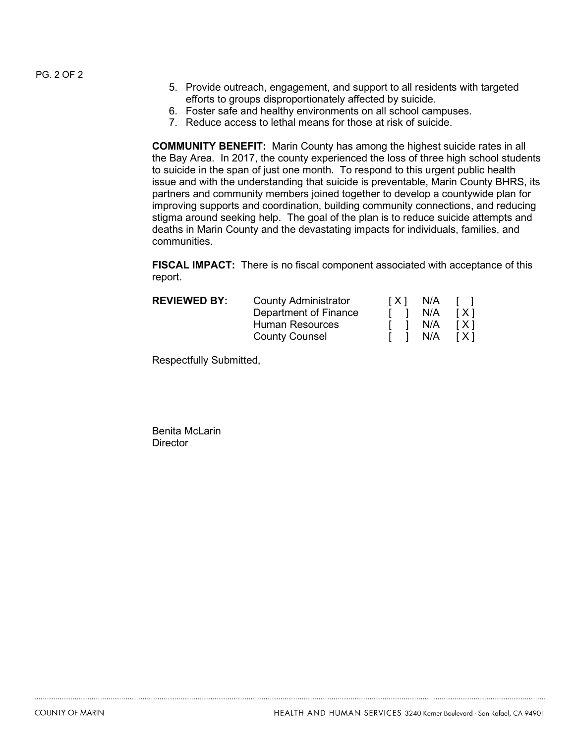5. Provide outreach, engagement, and support to all residents with targeted efforts to groups disproportionately affected by suicide.
6. Foster safe and healthy environments on all school campuses.
7. Reduce access to lethal means for those at risk of suicide.

**COMMUNITY BENEFIT:** Marin County has among the highest suicide rates in all the Bay Area. In 2017, the county experienced the loss of three high school students to suicide in the span of just one month. To respond to this urgent public health issue and with the understanding that suicide is preventable, Marin County BHRS, its partners and community members joined together to develop a countywide plan for improving supports and coordination, building community connections, and reducing stigma around seeking help. The goal of the plan is to reduce suicide attempts and deaths in Marin County and the devastating impacts for individuals, families, and communities.

**FISCAL IMPACT:** There is no fiscal component associated with acceptance of this report.

| **REVIEWED BY:** | | | | |
|---|---|---|---|---|
| | County Administrator | [ X ] | N/A | [ ] |
| | Department of Finance | [ ] | N/A | [ X ] |
| | Human Resources | [ ] | N/A | [ X ] |
| | County Counsel | [ ] | N/A | [ X ] |

Respectfully Submitted,

Benita McLarin
Director

COUNTY OF MARIN

HEALTH AND HUMAN SERVICES 3240 Kerner Boulevard · San Rafael, CA 94901